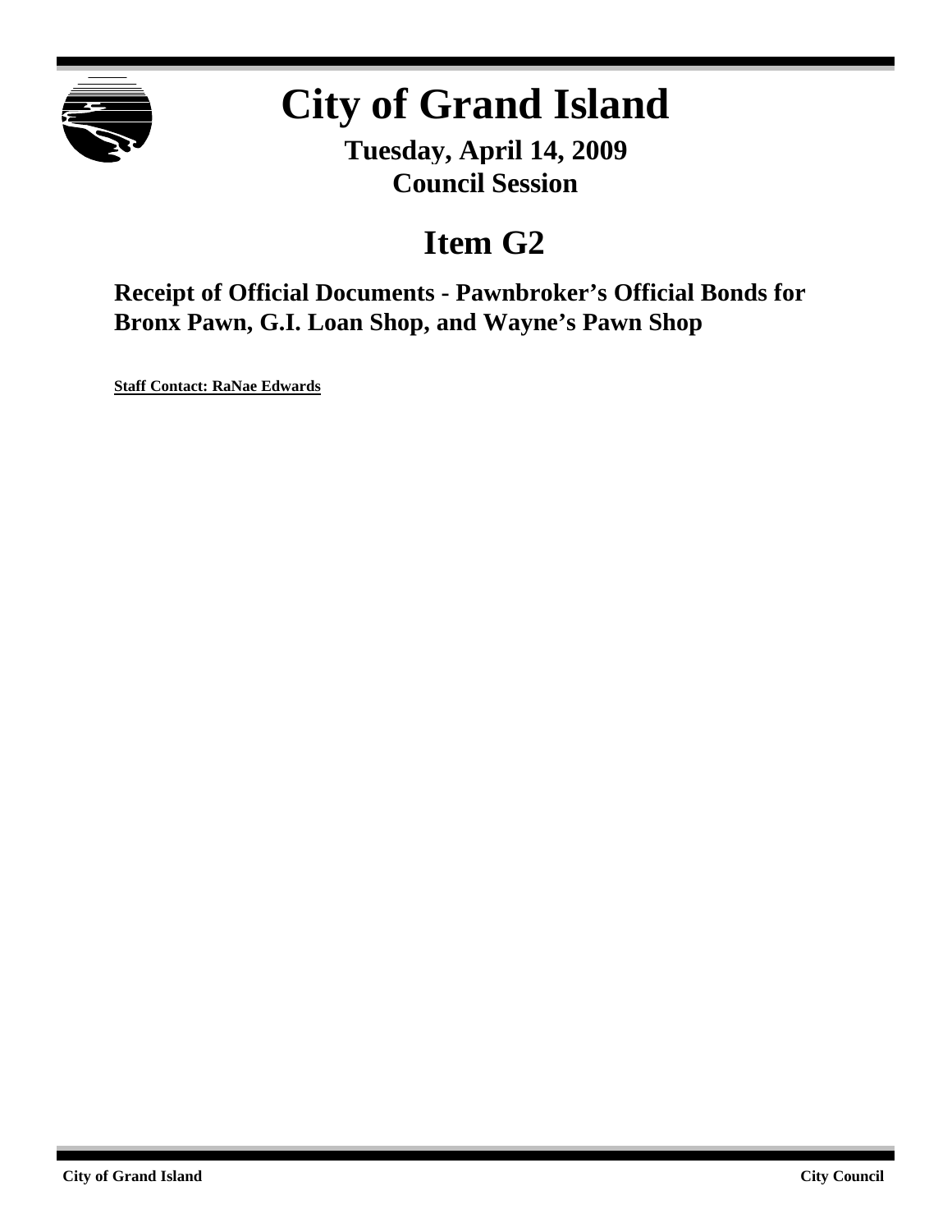# City of Grand Island

**Tuesday, April 14, 2009**
**Council Session**

## Item G2

### Receipt of Official Documents - Pawnbroker's Official Bonds for Bronx Pawn, G.I. Loan Shop, and Wayne's Pawn Shop

**Staff Contact: RaNae Edwards**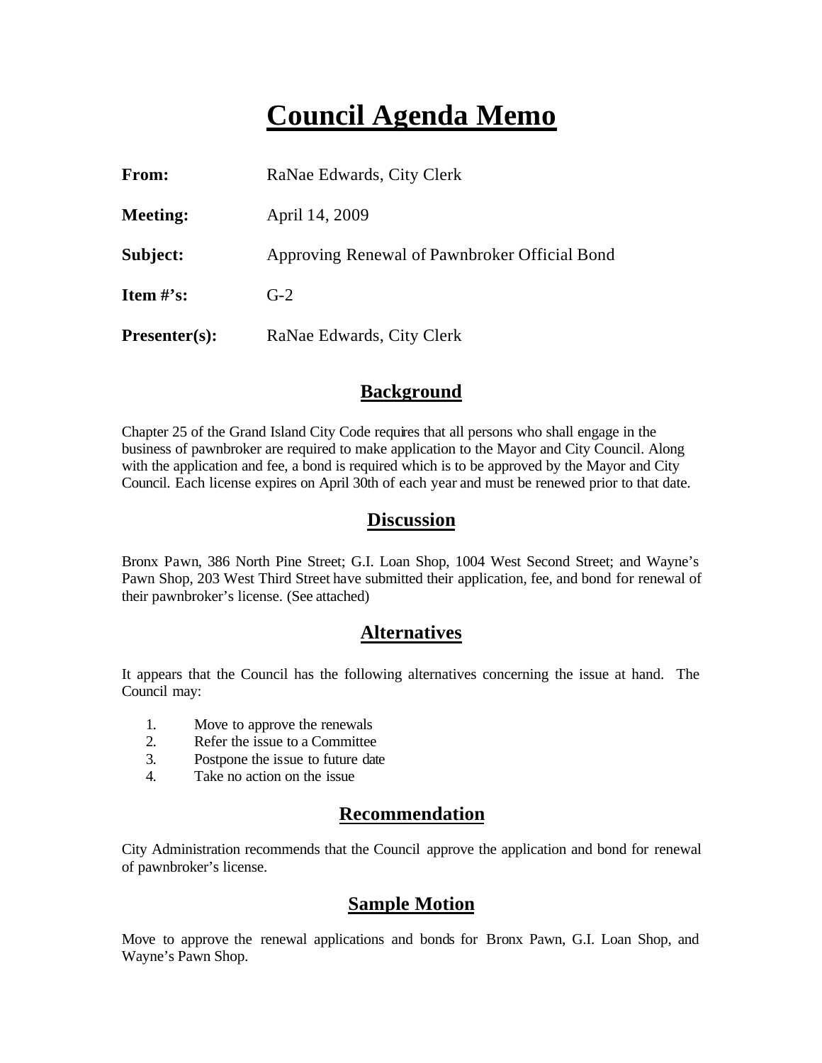# Council Agenda Memo

**From:** RaNae Edwards, City Clerk

**Meeting:** April 14, 2009

**Subject:** Approving Renewal of Pawnbroker Official Bond

**Item #'s:** G-2

**Presenter(s):** RaNae Edwards, City Clerk

## Background

Chapter 25 of the Grand Island City Code requires that all persons who shall engage in the business of pawnbroker are required to make application to the Mayor and City Council. Along with the application and fee, a bond is required which is to be approved by the Mayor and City Council. Each license expires on April 30th of each year and must be renewed prior to that date.

## Discussion

Bronx Pawn, 386 North Pine Street; G.I. Loan Shop, 1004 West Second Street; and Wayne's Pawn Shop, 203 West Third Street have submitted their application, fee, and bond for renewal of their pawnbroker's license. (See attached)

## Alternatives

It appears that the Council has the following alternatives concerning the issue at hand. The Council may:

1. Move to approve the renewals
2. Refer the issue to a Committee
3. Postpone the issue to future date
4. Take no action on the issue

## Recommendation

City Administration recommends that the Council approve the application and bond for renewal of pawnbroker's license.

## Sample Motion

Move to approve the renewal applications and bonds for Bronx Pawn, G.I. Loan Shop, and Wayne's Pawn Shop.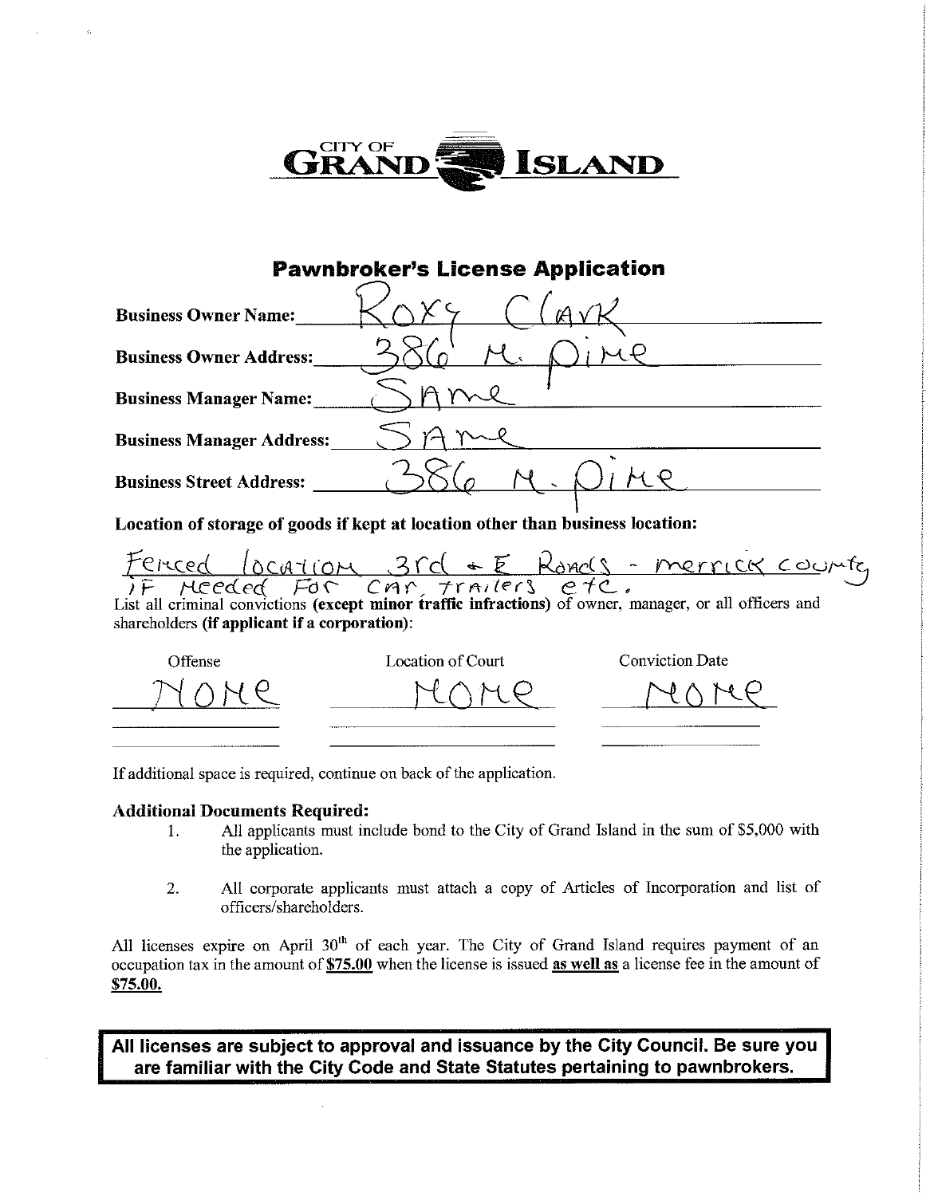CITY OF GRAND ISLAND

## Pawnbroker's License Application

**Business Owner Name:** Roxy Clark

**Business Owner Address:** 386 N. Pine

**Business Manager Name:** Same

**Business Manager Address:** Same

**Business Street Address:** 386 N. Pine

**Location of storage of goods if kept at location other than business location:**

Fenced location 3rd + E Roads - merrick county if needed for car, trailers etc.

List all criminal convictions **(except minor traffic infractions)** of owner, manager, or all officers and shareholders **(if applicant if a corporation)**:

| Offense | Location of Court | Conviction Date |
|---|---|---|
| None | None | None |
| | | |
| | | |

If additional space is required, continue on back of the application.

**Additional Documents Required:**

1. All applicants must include bond to the City of Grand Island in the sum of $5,000 with the application.
2. All corporate applicants must attach a copy of Articles of Incorporation and list of officers/shareholders.

All licenses expire on April 30th of each year. The City of Grand Island requires payment of an occupation tax in the amount of **$75.00** when the license is issued **as well as** a license fee in the amount of **$75.00.**

**All licenses are subject to approval and issuance by the City Council. Be sure you are familiar with the City Code and State Statutes pertaining to pawnbrokers.**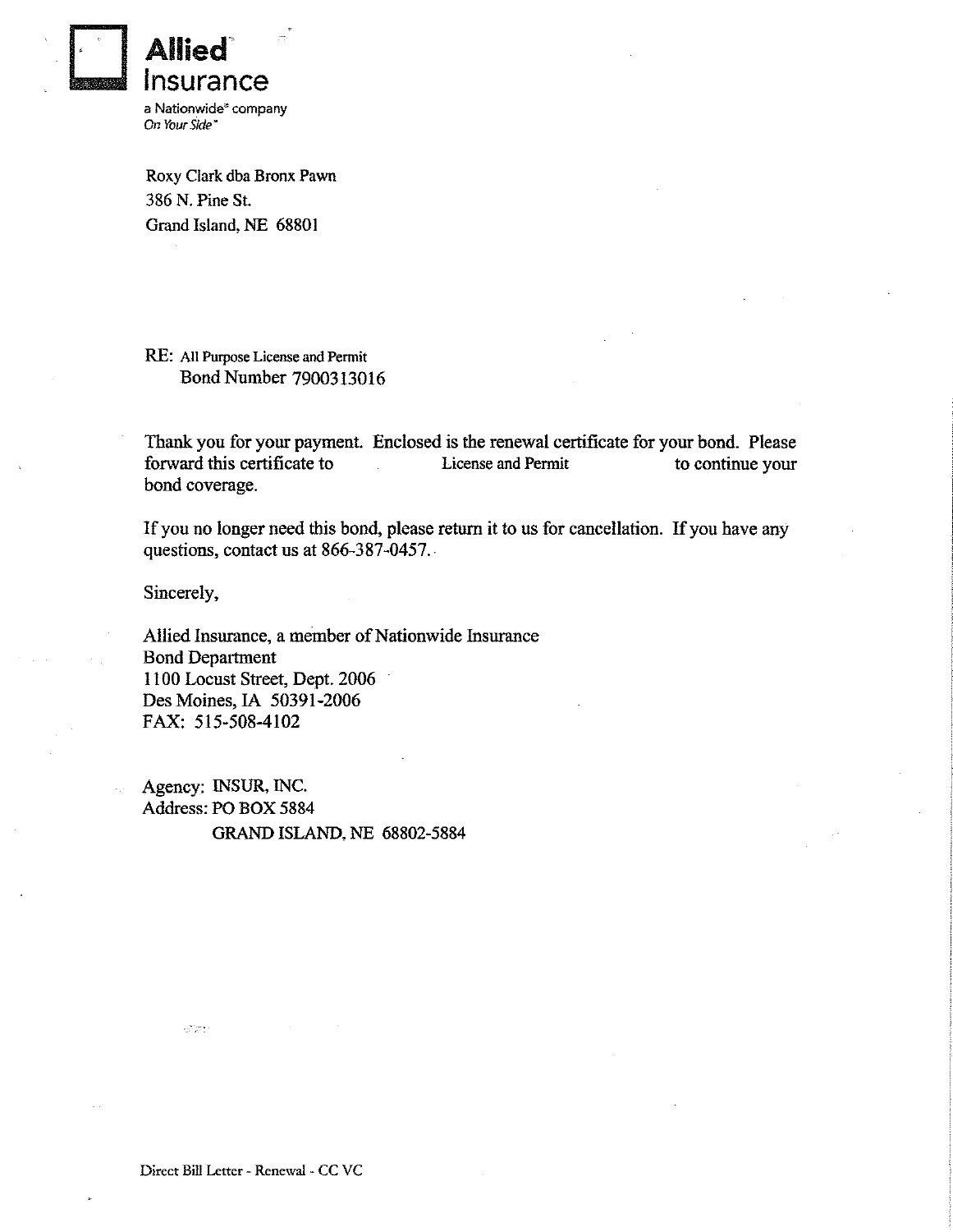**Allied Insurance**
a Nationwide® company
*On Your Side*®

Roxy Clark dba Bronx Pawn
386 N. Pine St.
Grand Island, NE 68801

RE: All Purpose License and Permit
Bond Number 7900313016

Thank you for your payment. Enclosed is the renewal certificate for your bond. Please forward this certificate to License and Permit to continue your bond coverage.

If you no longer need this bond, please return it to us for cancellation. If you have any questions, contact us at 866-387-0457.

Sincerely,

Allied Insurance, a member of Nationwide Insurance
Bond Department
1100 Locust Street, Dept. 2006
Des Moines, IA 50391-2006
FAX: 515-508-4102

Agency: INSUR, INC.
Address: PO BOX 5884
GRAND ISLAND, NE 68802-5884

Direct Bill Letter - Renewal - CC VC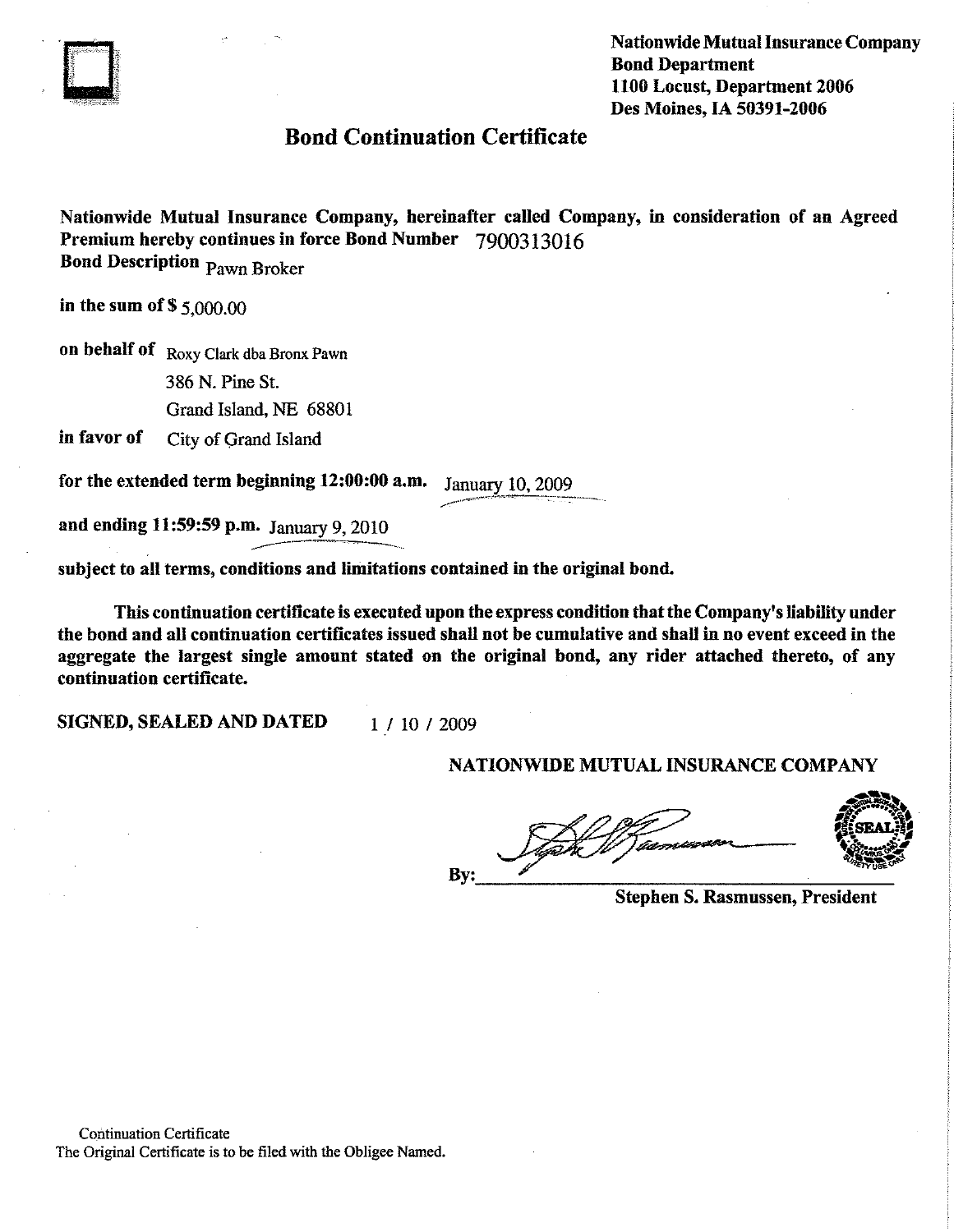Nationwide Mutual Insurance Company
Bond Department
1100 Locust, Department 2006
Des Moines, IA 50391-2006

# Bond Continuation Certificate

**Nationwide Mutual Insurance Company, hereinafter called Company, in consideration of an Agreed Premium hereby continues in force Bond Number** 7900313016
**Bond Description** Pawn Broker

**in the sum of $** 5,000.00

**on behalf of** Roxy Clark dba Bronx Pawn
386 N. Pine St.
Grand Island, NE 68801

**in favor of** City of Grand Island

**for the extended term beginning 12:00:00 a.m.** January 10, 2009

**and ending 11:59:59 p.m.** January 9, 2010

**subject to all terms, conditions and limitations contained in the original bond.**

**This continuation certificate is executed upon the express condition that the Company's liability under the bond and all continuation certificates issued shall not be cumulative and shall in no event exceed in the aggregate the largest single amount stated on the original bond, any rider attached thereto, of any continuation certificate.**

**SIGNED, SEALED AND DATED** 1 / 10 / 2009

**NATIONWIDE MUTUAL INSURANCE COMPANY**

By: ______________________
**Stephen S. Rasmussen, President**

Continuation Certificate
The Original Certificate is to be filed with the Obligee Named.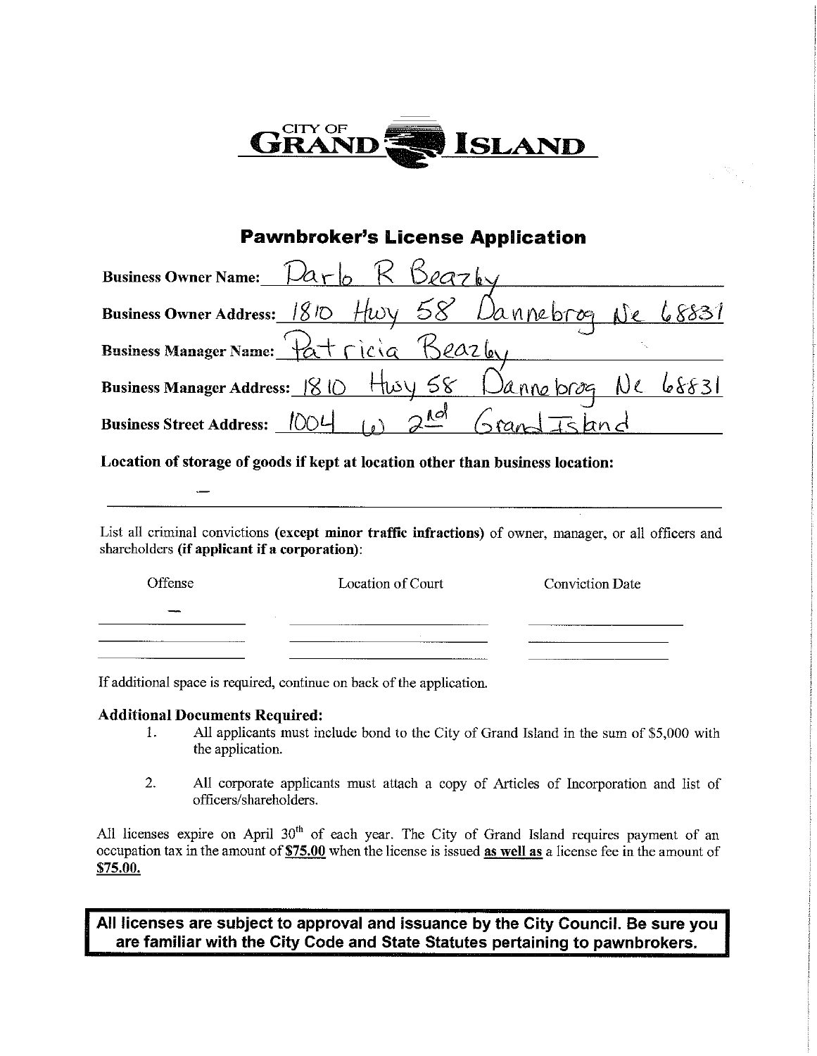CITY OF **GRAND ISLAND**

## Pawnbroker's License Application

**Business Owner Name:** Darlo R Beazly

**Business Owner Address:** 1810 Hwy 58 Dannebrog Ne 68831

**Business Manager Name:** Patricia Beazly

**Business Manager Address:** 1810 Hwy 58 Dannebrog Ne 68831

**Business Street Address:** 1004 W 2nd Grand Island

**Location of storage of goods if kept at location other than business location:**

—

List all criminal convictions **(except minor traffic infractions)** of owner, manager, or all officers and shareholders **(if applicant if a corporation)**:

| Offense | Location of Court | Conviction Date |
| --- | --- | --- |
| — | | |
| | | |
| | | |

If additional space is required, continue on back of the application.

**Additional Documents Required:**

1. All applicants must include bond to the City of Grand Island in the sum of $5,000 with the application.
2. All corporate applicants must attach a copy of Articles of Incorporation and list of officers/shareholders.

All licenses expire on April 30th of each year. The City of Grand Island requires payment of an occupation tax in the amount of **$75.00** when the license is issued **as well as** a license fee in the amount of **$75.00.**

**All licenses are subject to approval and issuance by the City Council. Be sure you are familiar with the City Code and State Statutes pertaining to pawnbrokers.**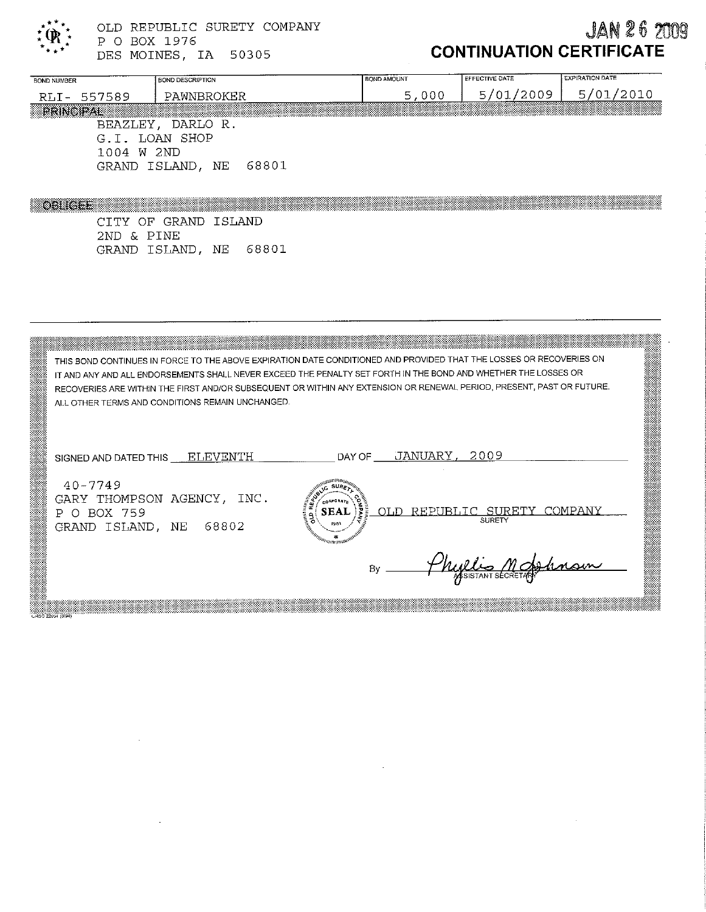OLD REPUBLIC SURETY COMPANY
P O BOX 1976
DES MOINES, IA 50305

JAN 26 2009

# CONTINUATION CERTIFICATE

| BOND NUMBER | BOND DESCRIPTION | BOND AMOUNT | EFFECTIVE DATE | EXPIRATION DATE |
|---|---|---|---|---|
| RLI- 557589 | PAWNBROKER | 5,000 | 5/01/2009 | 5/01/2010 |

**PRINCIPAL**

BEAZLEY, DARLO R.
G.I. LOAN SHOP
1004 W 2ND
GRAND ISLAND, NE 68801

**OBLIGEE**

CITY OF GRAND ISLAND
2ND & PINE
GRAND ISLAND, NE 68801

THIS BOND CONTINUES IN FORCE TO THE ABOVE EXPIRATION DATE CONDITIONED AND PROVIDED THAT THE LOSSES OR RECOVERIES ON IT AND ANY AND ALL ENDORSEMENTS SHALL NEVER EXCEED THE PENALTY SET FORTH IN THE BOND AND WHETHER THE LOSSES OR RECOVERIES ARE WITHIN THE FIRST AND/OR SUBSEQUENT OR WITHIN ANY EXTENSION OR RENEWAL PERIOD, PRESENT, PAST OR FUTURE. ALL OTHER TERMS AND CONDITIONS REMAIN UNCHANGED.

SIGNED AND DATED THIS ELEVENTH DAY OF JANUARY, 2009

40-7749
GARY THOMPSON AGENCY, INC.
P O BOX 759
GRAND ISLAND, NE 68802

OLD REPUBLIC SURETY COMPANY
SURETY

By Phyllis M Johnson
ASSISTANT SECRETARY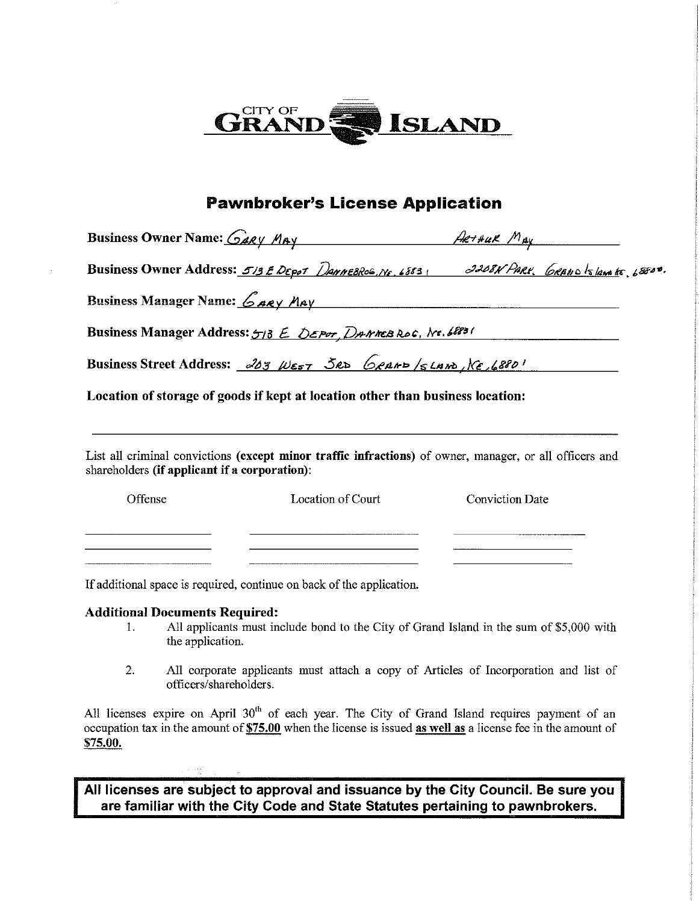CITY OF GRAND ISLAND

## Pawnbroker's License Application

**Business Owner Name:** GARY MAY     ARTHUR MAY

**Business Owner Address:** 513 E DEPOT DANNEBROG, NE. 68831     2208 N PARK. GRAND ISLAND NE. 68803.

**Business Manager Name:** GARY MAY

**Business Manager Address:** 513 E. DEPOT, DANNEBROG, NE. 68831

**Business Street Address:** 203 WEST 3RD GRAND ISLAND, NE, 68801

**Location of storage of goods if kept at location other than business location:**

List all criminal convictions **(except minor traffic infractions)** of owner, manager, or all officers and shareholders **(if applicant if a corporation)**:

| Offense | Location of Court | Conviction Date |
| --- | --- | --- |
| | | |
| | | |
| | | |

If additional space is required, continue on back of the application.

**Additional Documents Required:**

1. All applicants must include bond to the City of Grand Island in the sum of $5,000 with the application.
2. All corporate applicants must attach a copy of Articles of Incorporation and list of officers/shareholders.

All licenses expire on April 30th of each year. The City of Grand Island requires payment of an occupation tax in the amount of **$75.00** when the license is issued **as well as** a license fee in the amount of **$75.00.**

**All licenses are subject to approval and issuance by the City Council. Be sure you are familiar with the City Code and State Statutes pertaining to pawnbrokers.**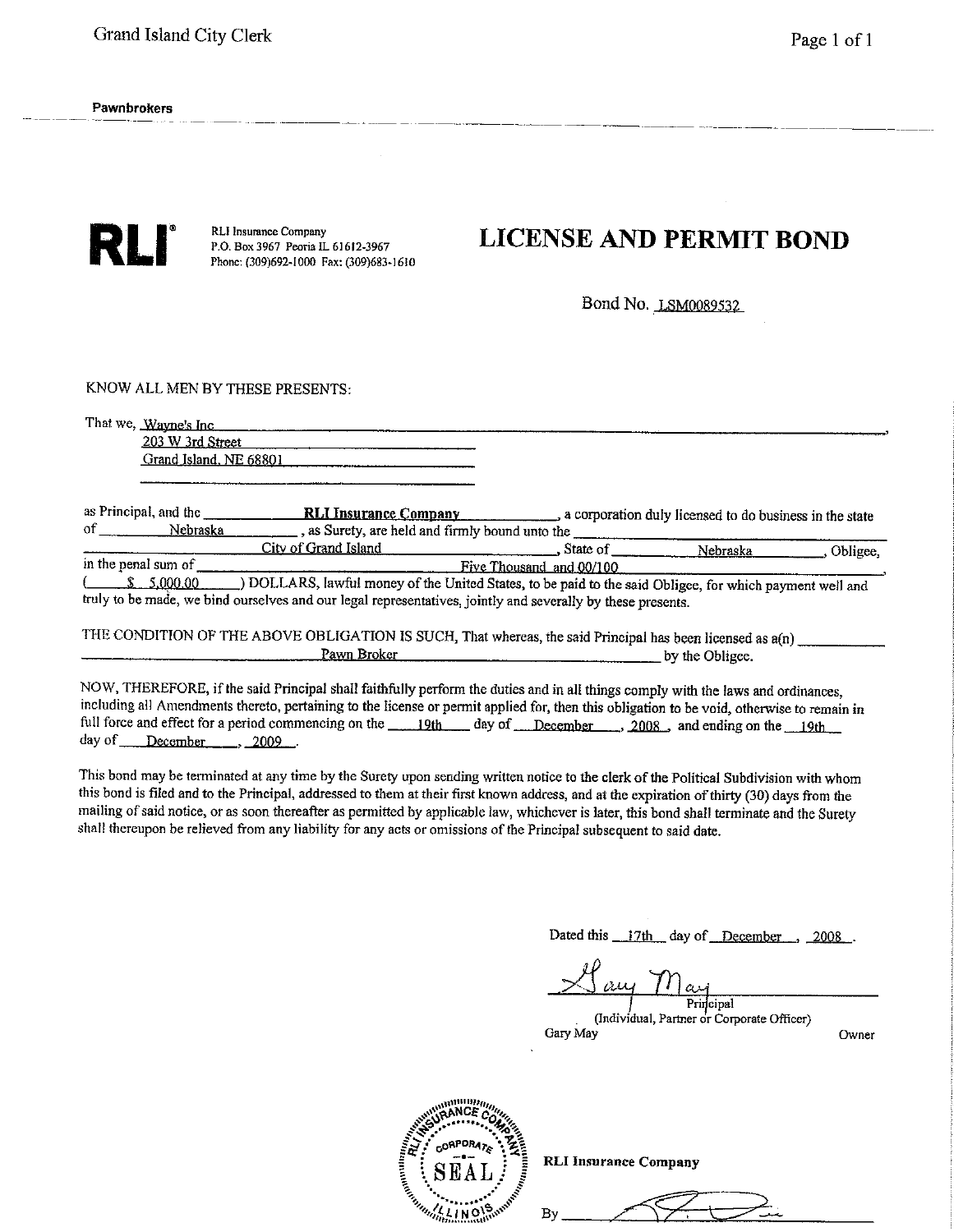**Pawnbrokers**

**RLI**®

RLI Insurance Company
P.O. Box 3967 Peoria IL 61612-3967
Phone: (309)692-1000 Fax: (309)683-1610

# LICENSE AND PERMIT BOND

Bond No. LSM0089532

KNOW ALL MEN BY THESE PRESENTS:

That we, Wayne's Inc
203 W 3rd Street
Grand Island, NE 68801

as Principal, and the **RLI Insurance Company**, a corporation duly licensed to do business in the state of Nebraska, as Surety, are held and firmly bound unto the City of Grand Island, State of Nebraska, Obligee, in the penal sum of Five Thousand and 00/100 ( $ 5,000.00 ) DOLLARS, lawful money of the United States, to be paid to the said Obligee, for which payment well and truly to be made, we bind ourselves and our legal representatives, jointly and severally by these presents.

THE CONDITION OF THE ABOVE OBLIGATION IS SUCH, That whereas, the said Principal has been licensed as a(n) Pawn Broker by the Obligee.

NOW, THEREFORE, if the said Principal shall faithfully perform the duties and in all things comply with the laws and ordinances, including all Amendments thereto, pertaining to the license or permit applied for, then this obligation to be void, otherwise to remain in full force and effect for a period commencing on the 19th day of December, 2008, and ending on the 19th day of December, 2009.

This bond may be terminated at any time by the Surety upon sending written notice to the clerk of the Political Subdivision with whom this bond is filed and to the Principal, addressed to them at their first known address, and at the expiration of thirty (30) days from the mailing of said notice, or as soon thereafter as permitted by applicable law, whichever is later, this bond shall terminate and the Surety shall thereupon be relieved from any liability for any acts or omissions of the Principal subsequent to said date.

Dated this 17th day of December, 2008.

Gary May (signature)
Principal
(Individual, Partner or Corporate Officer)
Gary May Owner

RLI INSURANCE COMPANY CORPORATE SEAL ILLINOIS

**RLI Insurance Company**

By (signature)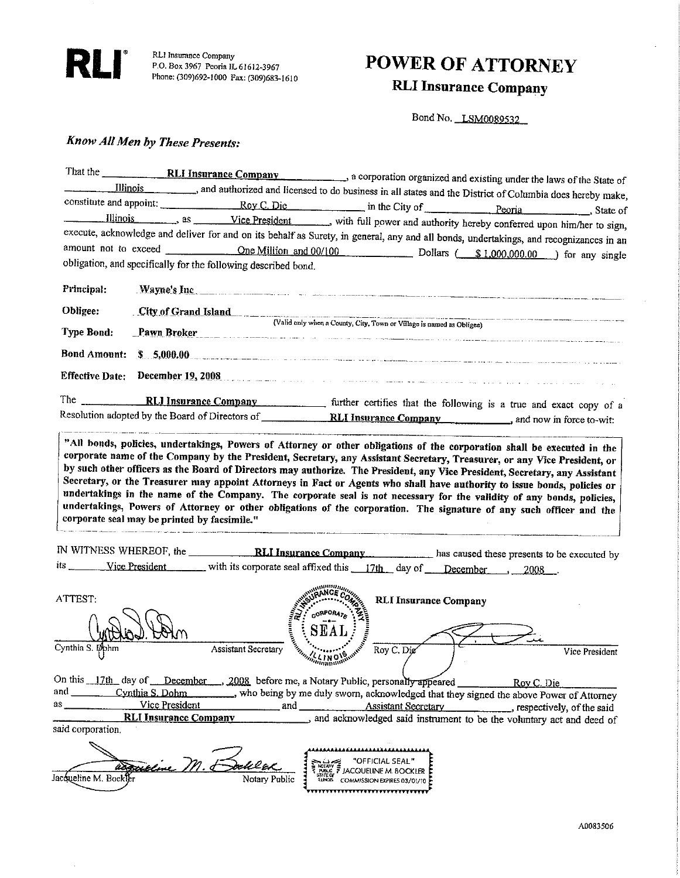**RLI**®

RLI Insurance Company
P.O. Box 3967 Peoria IL 61612-3967
Phone: (309)692-1000 Fax: (309)683-1610

# POWER OF ATTORNEY

## RLI Insurance Company

Bond No. LSM0089532

***Know All Men by These Presents:***

That the RLI Insurance Company, a corporation organized and existing under the laws of the State of Illinois, and authorized and licensed to do business in all states and the District of Columbia does hereby make, constitute and appoint: Roy C. Die in the City of Peoria, State of Illinois, as Vice President, with full power and authority hereby conferred upon him/her to sign, execute, acknowledge and deliver for and on its behalf as Surety, in general, any and all bonds, undertakings, and recognizances in an amount not to exceed One Million and 00/100 Dollars ( $1,000,000.00 ) for any single obligation, and specifically for the following described bond.

**Principal:** Wayne's Inc

**Obligee:** City of Grand Island
(Valid only when a County, City, Town or Village is named as Obligee)

**Type Bond:** Pawn Broker

**Bond Amount:** $ 5,000.00

**Effective Date:** December 19, 2008

The RLI Insurance Company further certifies that the following is a true and exact copy of a Resolution adopted by the Board of Directors of RLI Insurance Company, and now in force to-wit:

**"All bonds, policies, undertakings, Powers of Attorney or other obligations of the corporation shall be executed in the corporate name of the Company by the President, Secretary, any Assistant Secretary, Treasurer, or any Vice President, or by such other officers as the Board of Directors may authorize. The President, any Vice President, Secretary, any Assistant Secretary, or the Treasurer may appoint Attorneys in Fact or Agents who shall have authority to issue bonds, policies or undertakings in the name of the Company. The corporate seal is not necessary for the validity of any bonds, policies, undertakings, Powers of Attorney or other obligations of the corporation. The signature of any such officer and the corporate seal may be printed by facsimile."**

IN WITNESS WHEREOF, the RLI Insurance Company has caused these presents to be executed by its Vice President with its corporate seal affixed this 17th day of December, 2008.

ATTEST:

Cynthia S. Dohm, Assistant Secretary

RLI INSURANCE COMPANY CORPORATE SEAL ILLINOIS

RLI Insurance Company

Roy C. Die, Vice President

On this 17th day of December, 2008 before me, a Notary Public, personally appeared Roy C. Die and Cynthia S. Dohm, who being by me duly sworn, acknowledged that they signed the above Power of Attorney as Vice President and Assistant Secretary, respectively, of the said RLI Insurance Company, and acknowledged said instrument to be the voluntary act and deed of said corporation.

Jacqueline M. Bockler, Notary Public

"OFFICIAL SEAL"
NOTARY PUBLIC STATE OF ILLINOIS
JACQUELINE M. BOCKLER
COMMISSION EXPIRES 03/01/10

A0083506